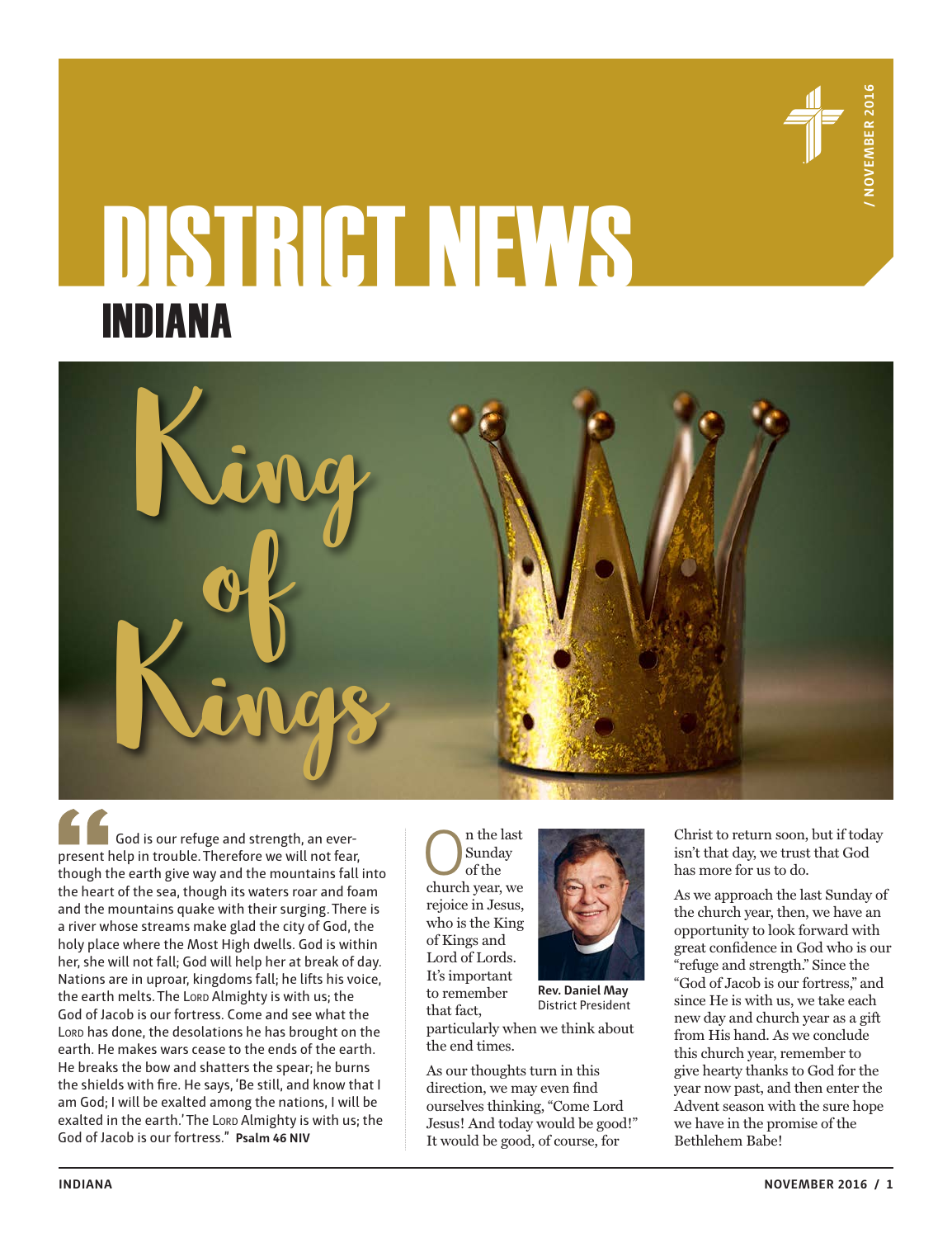# DISTRICT NEWS

## INDIANA

/ NOVEMBER 2016

# King of Kings

"God is our refuge and strength, an ever-present help in trouble. Therefore we will not fear, though the earth give way and the mountains fall into the heart of the sea, though its waters roar and foam and the mountains quake with their surging. There is a river whose streams make glad the city of God, the holy place where the Most High dwells. God is within her, she will not fall; God will help her at break of day. Nations are in uproar, kingdoms fall; he lifts his voice, the earth melts. The LORD Almighty is with us; the God of Jacob is our fortress. Come and see what the LORD has done, the desolations he has brought on the earth. He makes wars cease to the ends of the earth. He breaks the bow and shatters the spear; he burns the shields with fire. He says, 'Be still, and know that I am God; I will be exalted among the nations, I will be exalted in the earth.' The LORD Almighty is with us; the God of Jacob is our fortress." **Psalm 46 NIV**

On the last Sunday of the church year, we rejoice in Jesus, who is the King of Kings and Lord of Lords. It's important to remember that fact, particularly when we think about the end times.

**Rev. Daniel May**
District President

As our thoughts turn in this direction, we may even find ourselves thinking, "Come Lord Jesus! And today would be good!" It would be good, of course, for Christ to return soon, but if today isn't that day, we trust that God has more for us to do.

As we approach the last Sunday of the church year, then, we have an opportunity to look forward with great confidence in God who is our "refuge and strength." Since the "God of Jacob is our fortress," and since He is with us, we take each new day and church year as a gift from His hand. As we conclude this church year, remember to give hearty thanks to God for the year now past, and then enter the Advent season with the sure hope we have in the promise of the Bethlehem Babe!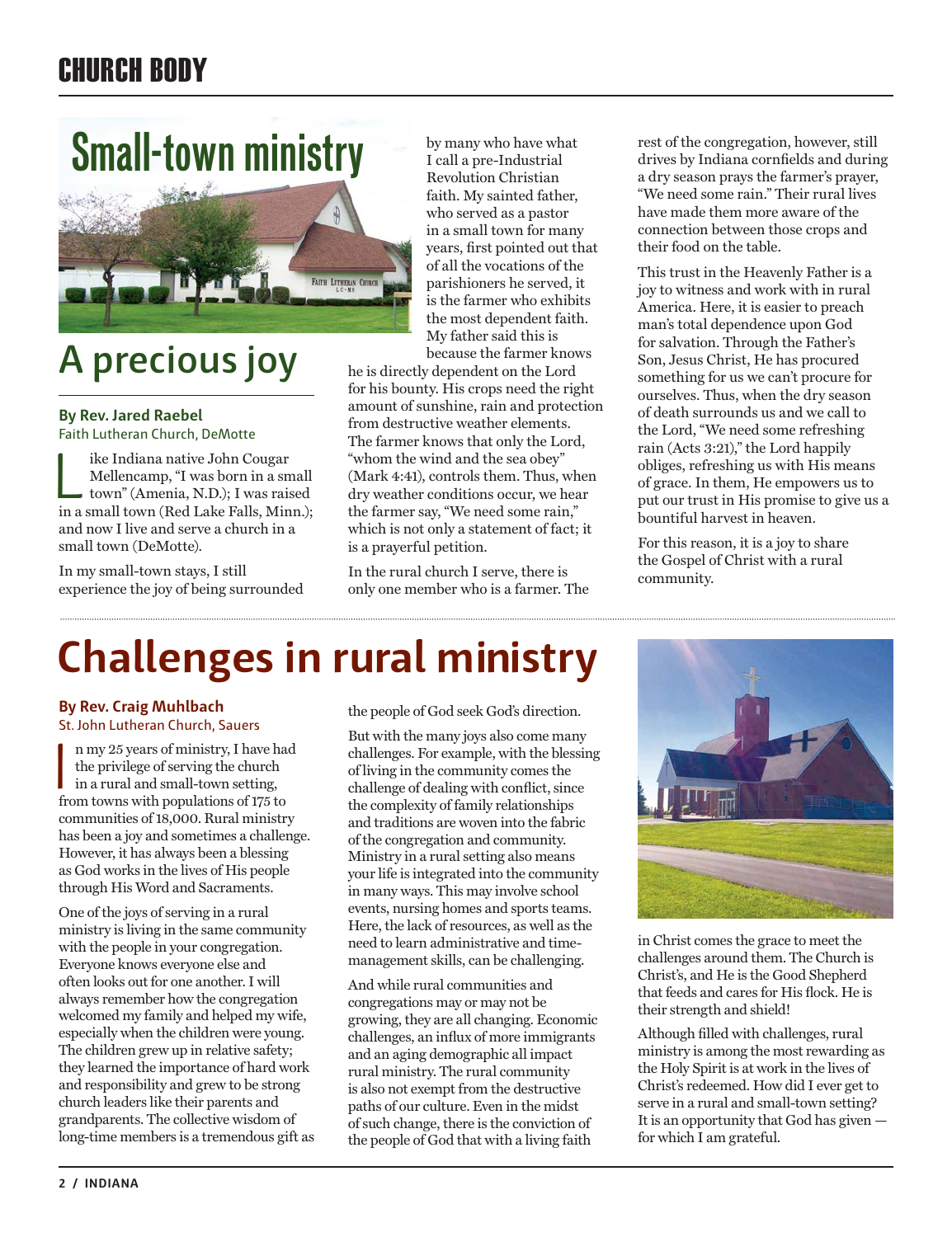## CHURCH BODY

# Small-town ministry

# A precious joy

**By Rev. Jared Raebel**
Faith Lutheran Church, DeMotte

Like Indiana native John Cougar Mellencamp, "I was born in a small town" (Amenia, N.D.); I was raised in a small town (Red Lake Falls, Minn.); and now I live and serve a church in a small town (DeMotte).

In my small-town stays, I still experience the joy of being surrounded by many who have what I call a pre-Industrial Revolution Christian faith. My sainted father, who served as a pastor in a small town for many years, first pointed out that of all the vocations of the parishioners he served, it is the farmer who exhibits the most dependent faith. My father said this is because the farmer knows he is directly dependent on the Lord for his bounty. His crops need the right amount of sunshine, rain and protection from destructive weather elements. The farmer knows that only the Lord, "whom the wind and the sea obey" (Mark 4:41), controls them. Thus, when dry weather conditions occur, we hear the farmer say, "We need some rain," which is not only a statement of fact; it is a prayerful petition.

In the rural church I serve, there is only one member who is a farmer. The rest of the congregation, however, still drives by Indiana cornfields and during a dry season prays the farmer's prayer, "We need some rain." Their rural lives have made them more aware of the connection between those crops and their food on the table.

This trust in the Heavenly Father is a joy to witness and work with in rural America. Here, it is easier to preach man's total dependence upon God for salvation. Through the Father's Son, Jesus Christ, He has procured something for us we can't procure for ourselves. Thus, when the dry season of death surrounds us and we call to the Lord, "We need some refreshing rain (Acts 3:21)," the Lord happily obliges, refreshing us with His means of grace. In them, He empowers us to put our trust in His promise to give us a bountiful harvest in heaven.

For this reason, it is a joy to share the Gospel of Christ with a rural community.

# Challenges in rural ministry

**By Rev. Craig Muhlbach**
St. John Lutheran Church, Sauers

In my 25 years of ministry, I have had the privilege of serving the church in a rural and small-town setting, from towns with populations of 175 to communities of 18,000. Rural ministry has been a joy and sometimes a challenge. However, it has always been a blessing as God works in the lives of His people through His Word and Sacraments.

One of the joys of serving in a rural ministry is living in the same community with the people in your congregation. Everyone knows everyone else and often looks out for one another. I will always remember how the congregation welcomed my family and helped my wife, especially when the children were young. The children grew up in relative safety; they learned the importance of hard work and responsibility and grew to be strong church leaders like their parents and grandparents. The collective wisdom of long-time members is a tremendous gift as the people of God seek God's direction.

But with the many joys also come many challenges. For example, with the blessing of living in the community comes the challenge of dealing with conflict, since the complexity of family relationships and traditions are woven into the fabric of the congregation and community. Ministry in a rural setting also means your life is integrated into the community in many ways. This may involve school events, nursing homes and sports teams. Here, the lack of resources, as well as the need to learn administrative and time-management skills, can be challenging.

And while rural communities and congregations may or may not be growing, they are all changing. Economic challenges, an influx of more immigrants and an aging demographic all impact rural ministry. The rural community is also not exempt from the destructive paths of our culture. Even in the midst of such change, there is the conviction of the people of God that with a living faith in Christ comes the grace to meet the challenges around them. The Church is Christ's, and He is the Good Shepherd that feeds and cares for His flock. He is their strength and shield!

Although filled with challenges, rural ministry is among the most rewarding as the Holy Spirit is at work in the lives of Christ's redeemed. How did I ever get to serve in a rural and small-town setting? It is an opportunity that God has given — for which I am grateful.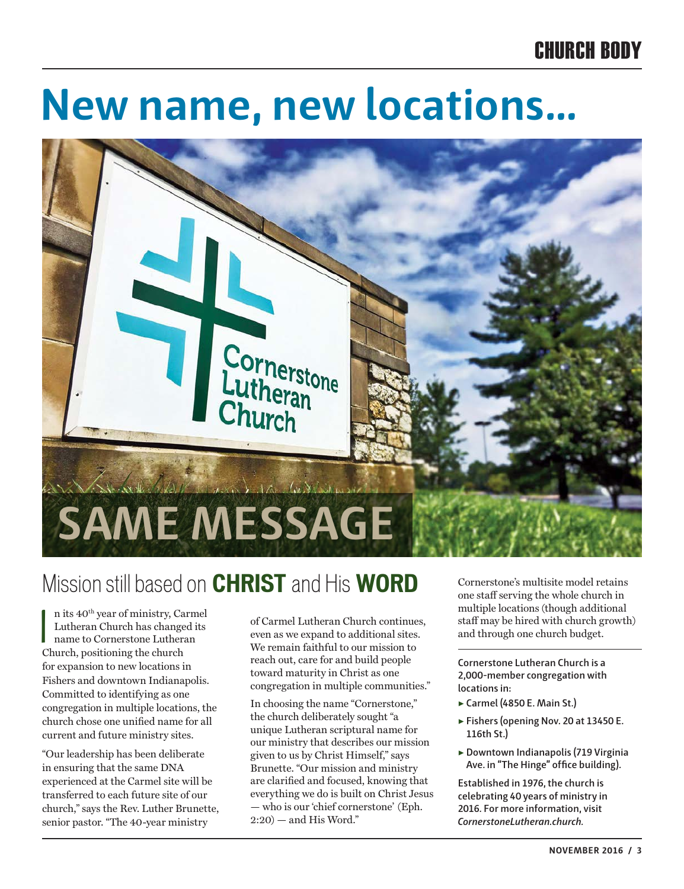# New name, new locations...

# SAME MESSAGE

## Mission still based on **CHRIST** and His **WORD**

In its 40th year of ministry, Carmel Lutheran Church has changed its name to Cornerstone Lutheran Church, positioning the church for expansion to new locations in Fishers and downtown Indianapolis. Committed to identifying as one congregation in multiple locations, the church chose one unified name for all current and future ministry sites.

"Our leadership has been deliberate in ensuring that the same DNA experienced at the Carmel site will be transferred to each future site of our church," says the Rev. Luther Brunette, senior pastor. "The 40-year ministry of Carmel Lutheran Church continues, even as we expand to additional sites. We remain faithful to our mission to reach out, care for and build people toward maturity in Christ as one congregation in multiple communities."

In choosing the name "Cornerstone," the church deliberately sought "a unique Lutheran scriptural name for our ministry that describes our mission given to us by Christ Himself," says Brunette. "Our mission and ministry are clarified and focused, knowing that everything we do is built on Christ Jesus — who is our 'chief cornerstone' (Eph. 2:20) — and His Word."

Cornerstone's multisite model retains one staff serving the whole church in multiple locations (though additional staff may be hired with church growth) and through one church budget.

---

**Cornerstone Lutheran Church is a 2,000-member congregation with locations in:**

- **Carmel (4850 E. Main St.)**
- **Fishers (opening Nov. 20 at 13450 E. 116th St.)**
- **Downtown Indianapolis (719 Virginia Ave. in "The Hinge" office building).**

**Established in 1976, the church is celebrating 40 years of ministry in 2016. For more information, visit *CornerstoneLutheran.church.***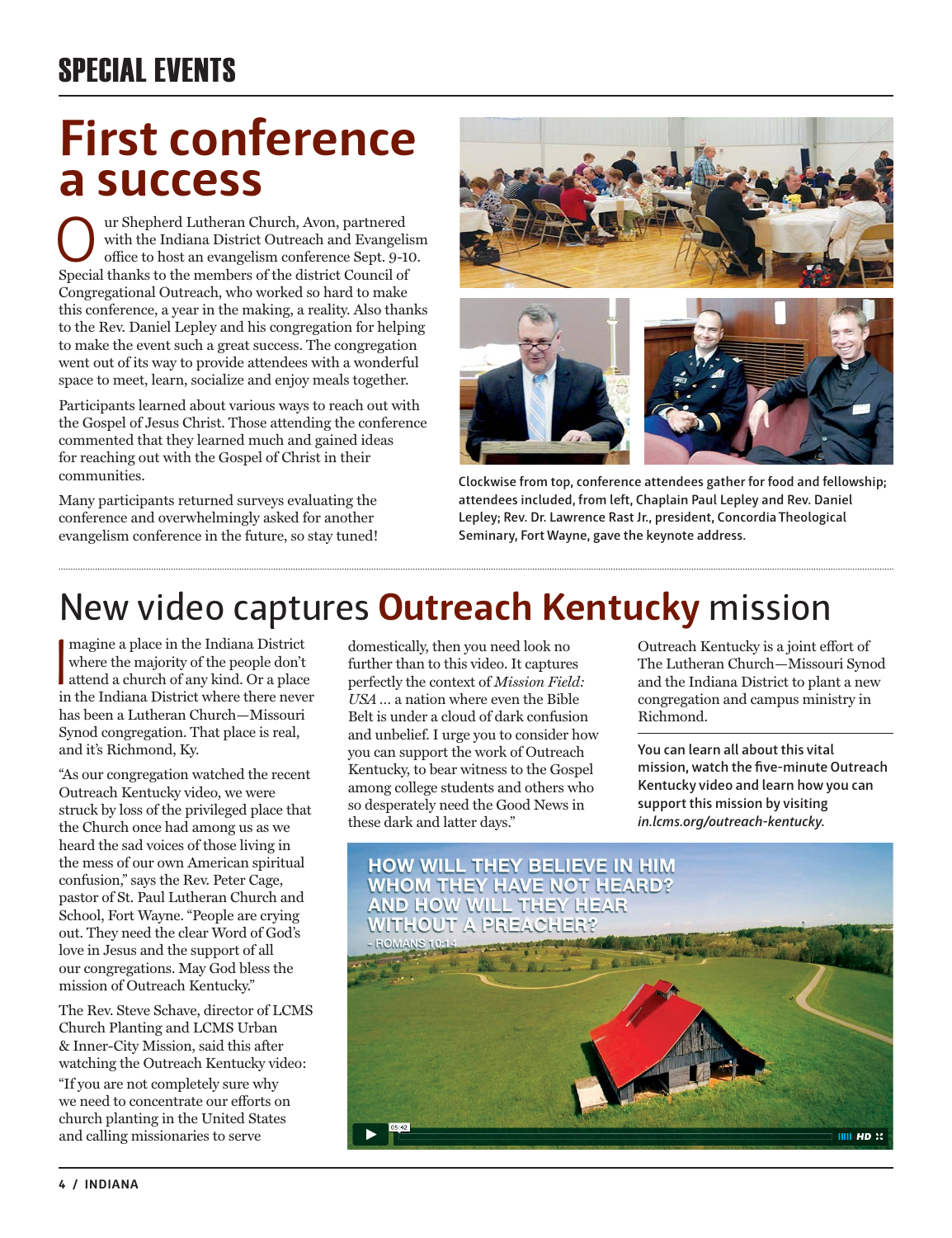## SPECIAL EVENTS

# First conference a success

Our Shepherd Lutheran Church, Avon, partnered with the Indiana District Outreach and Evangelism office to host an evangelism conference Sept. 9-10. Special thanks to the members of the district Council of Congregational Outreach, who worked so hard to make this conference, a year in the making, a reality. Also thanks to the Rev. Daniel Lepley and his congregation for helping to make the event such a great success. The congregation went out of its way to provide attendees with a wonderful space to meet, learn, socialize and enjoy meals together.

Participants learned about various ways to reach out with the Gospel of Jesus Christ. Those attending the conference commented that they learned much and gained ideas for reaching out with the Gospel of Christ in their communities.

Many participants returned surveys evaluating the conference and overwhelmingly asked for another evangelism conference in the future, so stay tuned!

Clockwise from top, conference attendees gather for food and fellowship; attendees included, from left, Chaplain Paul Lepley and Rev. Daniel Lepley; Rev. Dr. Lawrence Rast Jr., president, Concordia Theological Seminary, Fort Wayne, gave the keynote address.

# New video captures **Outreach Kentucky** mission

Imagine a place in the Indiana District where the majority of the people don't attend a church of any kind. Or a place in the Indiana District where there never has been a Lutheran Church—Missouri Synod congregation. That place is real, and it's Richmond, Ky.

"As our congregation watched the recent Outreach Kentucky video, we were struck by loss of the privileged place that the Church once had among us as we heard the sad voices of those living in the mess of our own American spiritual confusion," says the Rev. Peter Cage, pastor of St. Paul Lutheran Church and School, Fort Wayne. "People are crying out. They need the clear Word of God's love in Jesus and the support of all our congregations. May God bless the mission of Outreach Kentucky."

The Rev. Steve Schave, director of LCMS Church Planting and LCMS Urban & Inner-City Mission, said this after watching the Outreach Kentucky video: "If you are not completely sure why we need to concentrate our efforts on church planting in the United States and calling missionaries to serve domestically, then you need look no further than to this video. It captures perfectly the context of *Mission Field: USA* ... a nation where even the Bible Belt is under a cloud of dark confusion and unbelief. I urge you to consider how you can support the work of Outreach Kentucky, to bear witness to the Gospel among college students and others who so desperately need the Good News in these dark and latter days."

Outreach Kentucky is a joint effort of The Lutheran Church—Missouri Synod and the Indiana District to plant a new congregation and campus ministry in Richmond.

**You can learn all about this vital mission, watch the five-minute Outreach Kentucky video and learn how you can support this mission by visiting *in.lcms.org/outreach-kentucky.***

HOW WILL THEY BELIEVE IN HIM WHOM THEY HAVE NOT HEARD? AND HOW WILL THEY HEAR WITHOUT A PREACHER?
- ROMANS 10:14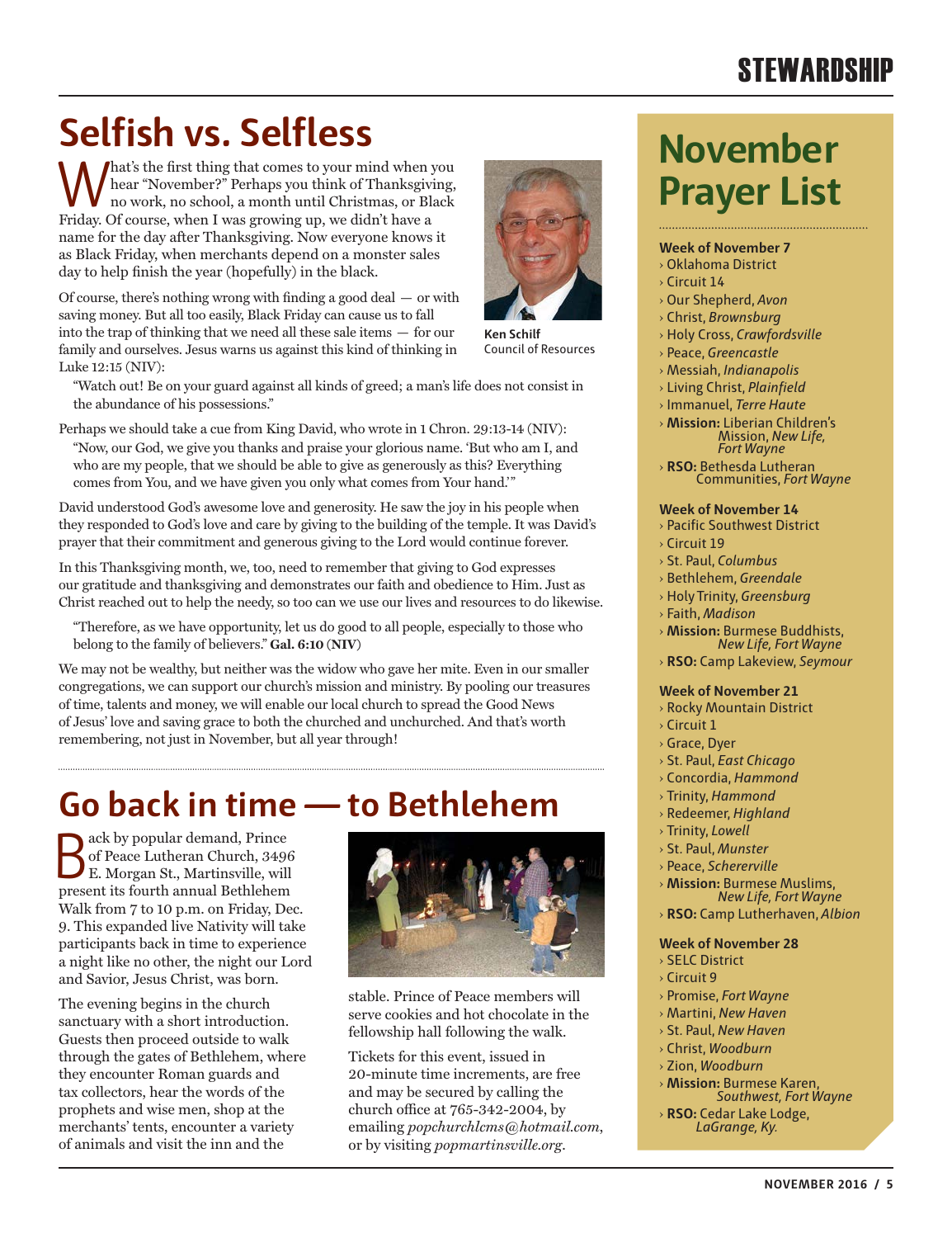# Selfish vs. Selfless

What's the first thing that comes to your mind when you hear "November?" Perhaps you think of Thanksgiving, no work, no school, a month until Christmas, or Black Friday. Of course, when I was growing up, we didn't have a name for the day after Thanksgiving. Now everyone knows it as Black Friday, when merchants depend on a monster sales day to help finish the year (hopefully) in the black.

**Ken Schilf**
Council of Resources

Of course, there's nothing wrong with finding a good deal — or with saving money. But all too easily, Black Friday can cause us to fall into the trap of thinking that we need all these sale items — for our family and ourselves. Jesus warns us against this kind of thinking in Luke 12:15 (NIV):

> "Watch out! Be on your guard against all kinds of greed; a man's life does not consist in the abundance of his possessions."

Perhaps we should take a cue from King David, who wrote in 1 Chron. 29:13-14 (NIV):

> "Now, our God, we give you thanks and praise your glorious name. 'But who am I, and who are my people, that we should be able to give as generously as this? Everything comes from You, and we have given you only what comes from Your hand.'"

David understood God's awesome love and generosity. He saw the joy in his people when they responded to God's love and care by giving to the building of the temple. It was David's prayer that their commitment and generous giving to the Lord would continue forever.

In this Thanksgiving month, we, too, need to remember that giving to God expresses our gratitude and thanksgiving and demonstrates our faith and obedience to Him. Just as Christ reached out to help the needy, so too can we use our lives and resources to do likewise.

> "Therefore, as we have opportunity, let us do good to all people, especially to those who belong to the family of believers." **Gal. 6:10 (NIV)**

We may not be wealthy, but neither was the widow who gave her mite. Even in our smaller congregations, we can support our church's mission and ministry. By pooling our treasures of time, talents and money, we will enable our local church to spread the Good News of Jesus' love and saving grace to both the churched and unchurched. And that's worth remembering, not just in November, but all year through!

# Go back in time — to Bethlehem

Back by popular demand, Prince of Peace Lutheran Church, 3496 E. Morgan St., Martinsville, will present its fourth annual Bethlehem Walk from 7 to 10 p.m. on Friday, Dec. 9. This expanded live Nativity will take participants back in time to experience a night like no other, the night our Lord and Savior, Jesus Christ, was born.

The evening begins in the church sanctuary with a short introduction. Guests then proceed outside to walk through the gates of Bethlehem, where they encounter Roman guards and tax collectors, hear the words of the prophets and wise men, shop at the merchants' tents, encounter a variety of animals and visit the inn and the stable. Prince of Peace members will serve cookies and hot chocolate in the fellowship hall following the walk.

Tickets for this event, issued in 20-minute time increments, are free and may be secured by calling the church office at 765-342-2004, by emailing *popchurchlcms@hotmail.com*, or by visiting *popmartinsville.org*.

# November Prayer List

**Week of November 7**
- Oklahoma District
- Circuit 14
- Our Shepherd, *Avon*
- Christ, *Brownsburg*
- Holy Cross, *Crawfordsville*
- Peace, *Greencastle*
- Messiah, *Indianapolis*
- Living Christ, *Plainfield*
- Immanuel, *Terre Haute*
- **Mission:** Liberian Children's Mission, *New Life, Fort Wayne*
- **RSO:** Bethesda Lutheran Communities, *Fort Wayne*

**Week of November 14**
- Pacific Southwest District
- Circuit 19
- St. Paul, *Columbus*
- Bethlehem, *Greendale*
- Holy Trinity, *Greensburg*
- Faith, *Madison*
- **Mission:** Burmese Buddhists, *New Life, Fort Wayne*
- **RSO:** Camp Lakeview, *Seymour*

**Week of November 21**
- Rocky Mountain District
- Circuit 1
- Grace, Dyer
- St. Paul, *East Chicago*
- Concordia, *Hammond*
- Trinity, *Hammond*
- Redeemer, *Highland*
- Trinity, *Lowell*
- St. Paul, *Munster*
- Peace, *Schererville*
- **Mission:** Burmese Muslims, *New Life, Fort Wayne*
- **RSO:** Camp Lutherhaven, *Albion*

**Week of November 28**
- SELC District
- Circuit 9
- Promise, *Fort Wayne*
- Martini, *New Haven*
- St. Paul, *New Haven*
- Christ, *Woodburn*
- Zion, *Woodburn*
- **Mission:** Burmese Karen, *Southwest, Fort Wayne*
- **RSO:** Cedar Lake Lodge, *LaGrange, Ky.*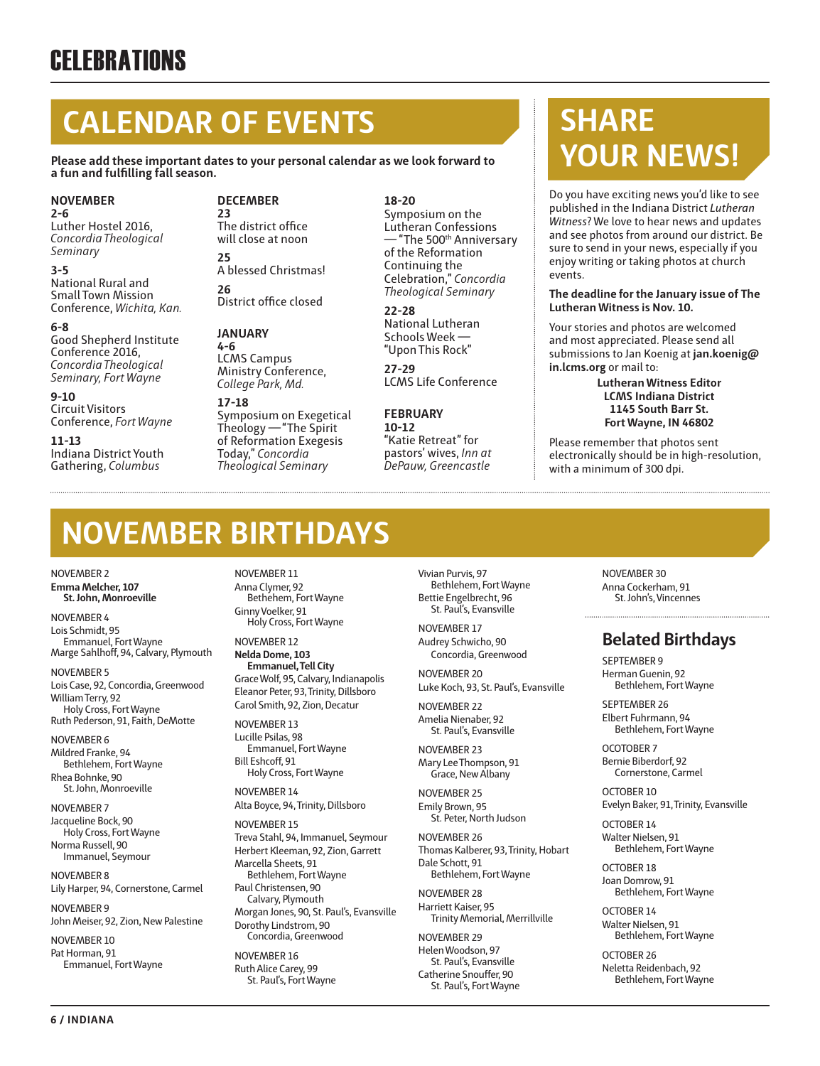# CELEBRATIONS

## CALENDAR OF EVENTS

**Please add these important dates to your personal calendar as we look forward to a fun and fulfilling fall season.**

**NOVEMBER**

**2-6**
Luther Hostel 2016, *Concordia Theological Seminary*

**3-5**
National Rural and Small Town Mission Conference, *Wichita, Kan.*

**6-8**
Good Shepherd Institute Conference 2016, *Concordia Theological Seminary, Fort Wayne*

**9-10**
Circuit Visitors Conference, *Fort Wayne*

**11-13**
Indiana District Youth Gathering, *Columbus*

**DECEMBER**

**23**
The district office will close at noon

**25**
A blessed Christmas!

**26**
District office closed

**JANUARY**

**4-6**
LCMS Campus Ministry Conference, *College Park, Md.*

**17-18**
Symposium on Exegetical Theology — "The Spirit of Reformation Exegesis Today," *Concordia Theological Seminary*

**18-20**
Symposium on the Lutheran Confessions — "The 500th Anniversary of the Reformation Continuing the Celebration," *Concordia Theological Seminary*

**22-28**
National Lutheran Schools Week — "Upon This Rock"

**27-29**
LCMS Life Conference

**FEBRUARY**

**10-12**
"Katie Retreat" for pastors' wives, *Inn at DePauw, Greencastle*

## SHARE YOUR NEWS!

Do you have exciting news you'd like to see published in the Indiana District *Lutheran Witness*? We love to hear news and updates and see photos from around our district. Be sure to send in your news, especially if you enjoy writing or taking photos at church events.

**The deadline for the January issue of The Lutheran Witness is Nov. 10.**

Your stories and photos are welcomed and most appreciated. Please send all submissions to Jan Koenig at **jan.koenig@in.lcms.org** or mail to:

**Lutheran Witness Editor**
**LCMS Indiana District**
**1145 South Barr St.**
**Fort Wayne, IN 46802**

Please remember that photos sent electronically should be in high-resolution, with a minimum of 300 dpi.

## NOVEMBER BIRTHDAYS

NOVEMBER 2
**Emma Melcher, 107**
**St. John, Monroeville**

NOVEMBER 4
Lois Schmidt, 95
Emmanuel, Fort Wayne
Marge Sahlhoff, 94, Calvary, Plymouth

NOVEMBER 5
Lois Case, 92, Concordia, Greenwood
William Terry, 92
Holy Cross, Fort Wayne
Ruth Pederson, 91, Faith, DeMotte

NOVEMBER 6
Mildred Franke, 94
Bethlehem, Fort Wayne
Rhea Bohnke, 90
St. John, Monroeville

NOVEMBER 7
Jacqueline Bock, 90
Holy Cross, Fort Wayne
Norma Russell, 90
Immanuel, Seymour

NOVEMBER 8
Lily Harper, 94, Cornerstone, Carmel

NOVEMBER 9
John Meiser, 92, Zion, New Palestine

NOVEMBER 10
Pat Horman, 91
Emmanuel, Fort Wayne

NOVEMBER 11
Anna Clymer, 92
Bethehem, Fort Wayne
Ginny Voelker, 91
Holy Cross, Fort Wayne

NOVEMBER 12
**Nelda Dome, 103**
**Emmanuel, Tell City**
Grace Wolf, 95, Calvary, Indianapolis
Eleanor Peter, 93, Trinity, Dillsboro
Carol Smith, 92, Zion, Decatur

NOVEMBER 13
Lucille Psilas, 98
Emmanuel, Fort Wayne
Bill Eshcoff, 91
Holy Cross, Fort Wayne

NOVEMBER 14
Alta Boyce, 94, Trinity, Dillsboro

NOVEMBER 15
Treva Stahl, 94, Immanuel, Seymour
Herbert Kleeman, 92, Zion, Garrett
Marcella Sheets, 91
Bethlehem, Fort Wayne
Paul Christensen, 90
Calvary, Plymouth
Morgan Jones, 90, St. Paul's, Evansville
Dorothy Lindstrom, 90
Concordia, Greenwood

NOVEMBER 16
Ruth Alice Carey, 99
St. Paul's, Fort Wayne
Vivian Purvis, 97
Bethlehem, Fort Wayne
Bettie Engelbrecht, 96
St. Paul's, Evansville

NOVEMBER 17
Audrey Schwicho, 90
Concordia, Greenwood

NOVEMBER 20
Luke Koch, 93, St. Paul's, Evansville

NOVEMBER 22
Amelia Nienaber, 92
St. Paul's, Evansville

NOVEMBER 23
Mary Lee Thompson, 91
Grace, New Albany

NOVEMBER 25
Emily Brown, 95
St. Peter, North Judson

NOVEMBER 26
Thomas Kalberer, 93, Trinity, Hobart
Dale Schott, 91
Bethlehem, Fort Wayne

NOVEMBER 28
Harriett Kaiser, 95
Trinity Memorial, Merrillville

NOVEMBER 29
Helen Woodson, 97
St. Paul's, Evansville
Catherine Snouffer, 90
St. Paul's, Fort Wayne

NOVEMBER 30
Anna Cockerham, 91
St. John's, Vincennes

### Belated Birthdays

SEPTEMBER 9
Herman Guenin, 92
Bethlehem, Fort Wayne

SEPTEMBER 26
Elbert Fuhrmann, 94
Bethlehem, Fort Wayne

OCOTOBER 7
Bernie Biberdorf, 92
Cornerstone, Carmel

OCTOBER 10
Evelyn Baker, 91, Trinity, Evansville

OCTOBER 14
Walter Nielsen, 91
Bethlehem, Fort Wayne

OCTOBER 18
Joan Domrow, 91
Bethlehem, Fort Wayne

OCTOBER 14
Walter Nielsen, 91
Bethlehem, Fort Wayne

OCTOBER 26
Neletta Reidenbach, 92
Bethlehem, Fort Wayne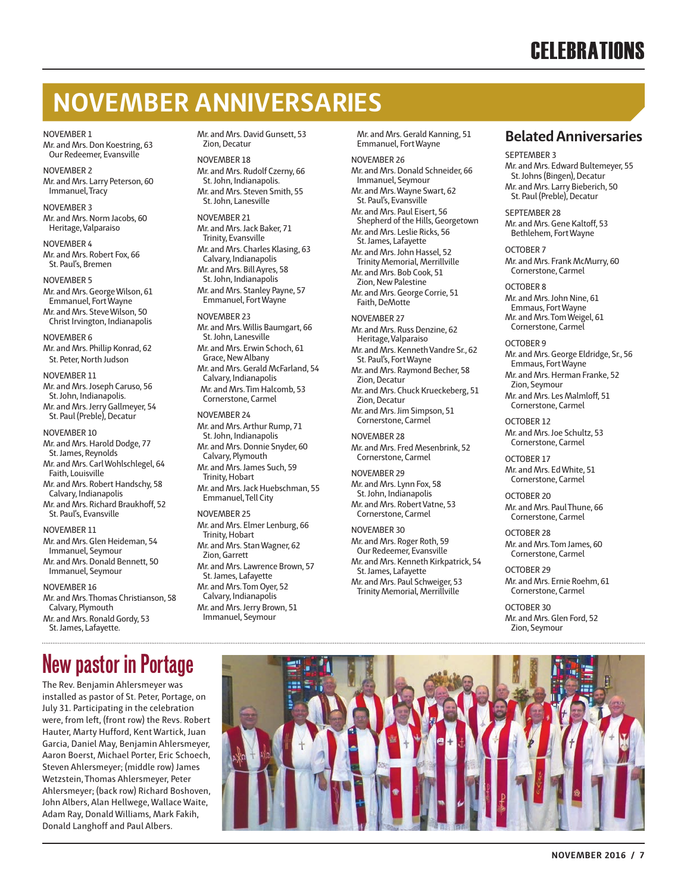# NOVEMBER ANNIVERSARIES

NOVEMBER 1
Mr. and Mrs. Don Koestring, 63
Our Redeemer, Evansville

NOVEMBER 2
Mr. and Mrs. Larry Peterson, 60
Immanuel, Tracy

NOVEMBER 3
Mr. and Mrs. Norm Jacobs, 60
Heritage, Valparaiso

NOVEMBER 4
Mr. and Mrs. Robert Fox, 66
St. Paul's, Bremen

NOVEMBER 5
Mr. and Mrs. George Wilson, 61
Emmanuel, Fort Wayne
Mr. and Mrs. Steve Wilson, 50
Christ Irvington, Indianapolis

NOVEMBER 6
Mr. and Mrs. Phillip Konrad, 62
St. Peter, North Judson

NOVEMBER 11
Mr. and Mrs. Joseph Caruso, 56
St. John, Indianapolis.
Mr. and Mrs. Jerry Gallmeyer, 54
St. Paul (Preble), Decatur

NOVEMBER 10
Mr. and Mrs. Harold Dodge, 77
St. James, Reynolds
Mr. and Mrs. Carl Wohlschlegel, 64
Faith, Louisville
Mr. and Mrs. Robert Handschy, 58
Calvary, Indianapolis
Mr. and Mrs. Richard Braukhoff, 52
St. Paul's, Evansville

NOVEMBER 11
Mr. and Mrs. Glen Heideman, 54
Immanuel, Seymour
Mr. and Mrs. Donald Bennett, 50
Immanuel, Seymour

NOVEMBER 16
Mr. and Mrs. Thomas Christianson, 58
Calvary, Plymouth
Mr. and Mrs. Ronald Gordy, 53
St. James, Lafayette.

Mr. and Mrs. David Gunsett, 53
Zion, Decatur

NOVEMBER 18
Mr. and Mrs. Rudolf Czerny, 66
St. John, Indianapolis.
Mr. and Mrs. Steven Smith, 55
St. John, Lanesville

NOVEMBER 21
Mr. and Mrs. Jack Baker, 71
Trinity, Evansville
Mr. and Mrs. Charles Klasing, 63
Calvary, Indianapolis
Mr. and Mrs. Bill Ayres, 58
St. John, Indianapolis
Mr. and Mrs. Stanley Payne, 57
Emmanuel, Fort Wayne

NOVEMBER 23
Mr. and Mrs. Willis Baumgart, 66
St. John, Lanesville
Mr. and Mrs. Erwin Schoch, 61
Grace, New Albany
Mr. and Mrs. Gerald McFarland, 54
Calvary, Indianapolis
Mr. and Mrs. Tim Halcomb, 53
Cornerstone, Carmel

NOVEMBER 24
Mr. and Mrs. Arthur Rump, 71
St. John, Indianapolis
Mr. and Mrs. Donnie Snyder, 60
Calvary, Plymouth
Mr. and Mrs. James Such, 59
Trinity, Hobart
Mr. and Mrs. Jack Huebschman, 55
Emmanuel, Tell City

NOVEMBER 25
Mr. and Mrs. Elmer Lenburg, 66
Trinity, Hobart
Mr. and Mrs. Stan Wagner, 62
Zion, Garrett
Mr. and Mrs. Lawrence Brown, 57
St. James, Lafayette
Mr. and Mrs. Tom Oyer, 52
Calvary, Indianapolis
Mr. and Mrs. Jerry Brown, 51
Immanuel, Seymour

Mr. and Mrs. Gerald Kanning, 51
Emmanuel, Fort Wayne

NOVEMBER 26
Mr. and Mrs. Donald Schneider, 66
Immanuel, Seymour
Mr. and Mrs. Wayne Swart, 62
St. Paul's, Evansville
Mr. and Mrs. Paul Eisert, 56
Shepherd of the Hills, Georgetown
Mr. and Mrs. Leslie Ricks, 56
St. James, Lafayette
Mr. and Mrs. John Hassel, 52
Trinity Memorial, Merrillville
Mr. and Mrs. Bob Cook, 51
Zion, New Palestine
Mr. and Mrs. George Corrie, 51
Faith, DeMotte

NOVEMBER 27
Mr. and Mrs. Russ Denzine, 62
Heritage, Valparaiso
Mr. and Mrs. Kenneth Vandre Sr., 62
St. Paul's, Fort Wayne
Mr. and Mrs. Raymond Becher, 58
Zion, Decatur
Mr. and Mrs. Chuck Krueckeberg, 51
Zion, Decatur
Mr. and Mrs. Jim Simpson, 51
Cornerstone, Carmel

NOVEMBER 28
Mr. and Mrs. Fred Mesenbrink, 52
Cornerstone, Carmel

NOVEMBER 29
Mr. and Mrs. Lynn Fox, 58
St. John, Indianapolis
Mr. and Mrs. Robert Vatne, 53
Cornerstone, Carmel

NOVEMBER 30
Mr. and Mrs. Roger Roth, 59
Our Redeemer, Evansville
Mr. and Mrs. Kenneth Kirkpatrick, 54
St. James, Lafayette
Mr. and Mrs. Paul Schweiger, 53
Trinity Memorial, Merrillville

## Belated Anniversaries

SEPTEMBER 3
Mr. and Mrs. Edward Bultemeyer, 55
St. Johns (Bingen), Decatur
Mr. and Mrs. Larry Bieberich, 50
St. Paul (Preble), Decatur

SEPTEMBER 28
Mr. and Mrs. Gene Kaltoff, 53
Bethlehem, Fort Wayne

OCTOBER 7
Mr. and Mrs. Frank McMurry, 60
Cornerstone, Carmel

OCTOBER 8
Mr. and Mrs. John Nine, 61
Emmaus, Fort Wayne
Mr. and Mrs. Tom Weigel, 61
Cornerstone, Carmel

OCTOBER 9
Mr. and Mrs. George Eldridge, Sr., 56
Emmaus, Fort Wayne
Mr. and Mrs. Herman Franke, 52
Zion, Seymour
Mr. and Mrs. Les Malmloff, 51
Cornerstone, Carmel

OCTOBER 12
Mr. and Mrs. Joe Schultz, 53
Cornerstone, Carmel

OCTOBER 17
Mr. and Mrs. Ed White, 51
Cornerstone, Carmel

OCTOBER 20
Mr. and Mrs. Paul Thune, 66
Cornerstone, Carmel

OCTOBER 28
Mr. and Mrs. Tom James, 60
Cornerstone, Carmel

OCTOBER 29
Mr. and Mrs. Ernie Roehm, 61
Cornerstone, Carmel

OCTOBER 30
Mr. and Mrs. Glen Ford, 52
Zion, Seymour

# New pastor in Portage

The Rev. Benjamin Ahlersmeyer was installed as pastor of St. Peter, Portage, on July 31. Participating in the celebration were, from left, (front row) the Revs. Robert Hauter, Marty Hufford, Kent Wartick, Juan Garcia, Daniel May, Benjamin Ahlersmeyer, Aaron Boerst, Michael Porter, Eric Schoech, Steven Ahlersmeyer; (middle row) James Wetzstein, Thomas Ahlersmeyer, Peter Ahlersmeyer; (back row) Richard Boshoven, John Albers, Alan Hellwege, Wallace Waite, Adam Ray, Donald Williams, Mark Fakih, Donald Langhoff and Paul Albers.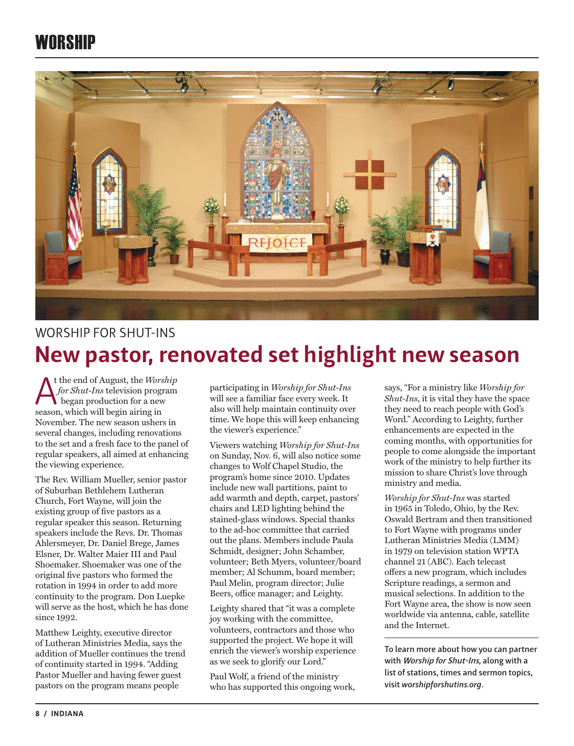# WORSHIP

WORSHIP FOR SHUT-INS

## New pastor, renovated set highlight new season

At the end of August, the *Worship for Shut-Ins* television program began production for a new season, which will begin airing in November. The new season ushers in several changes, including renovations to the set and a fresh face to the panel of regular speakers, all aimed at enhancing the viewing experience.

The Rev. William Mueller, senior pastor of Suburban Bethlehem Lutheran Church, Fort Wayne, will join the existing group of five pastors as a regular speaker this season. Returning speakers include the Revs. Dr. Thomas Ahlersmeyer, Dr. Daniel Brege, James Elsner, Dr. Walter Maier III and Paul Shoemaker. Shoemaker was one of the original five pastors who formed the rotation in 1994 in order to add more continuity to the program. Don Luepke will serve as the host, which he has done since 1992.

Matthew Leighty, executive director of Lutheran Ministries Media, says the addition of Mueller continues the trend of continuity started in 1994. "Adding Pastor Mueller and having fewer guest pastors on the program means people participating in *Worship for Shut-Ins* will see a familiar face every week. It also will help maintain continuity over time. We hope this will keep enhancing the viewer's experience."

Viewers watching *Worship for Shut-Ins* on Sunday, Nov. 6, will also notice some changes to Wolf Chapel Studio, the program's home since 2010. Updates include new wall partitions, paint to add warmth and depth, carpet, pastors' chairs and LED lighting behind the stained-glass windows. Special thanks to the ad-hoc committee that carried out the plans. Members include Paula Schmidt, designer; John Schamber, volunteer; Beth Myers, volunteer/board member; Al Schumm, board member; Paul Melin, program director; Julie Beers, office manager; and Leighty.

Leighty shared that "it was a complete joy working with the committee, volunteers, contractors and those who supported the project. We hope it will enrich the viewer's worship experience as we seek to glorify our Lord."

Paul Wolf, a friend of the ministry who has supported this ongoing work, says, "For a ministry like *Worship for Shut-Ins*, it is vital they have the space they need to reach people with God's Word." According to Leighty, further enhancements are expected in the coming months, with opportunities for people to come alongside the important work of the ministry to help further its mission to share Christ's love through ministry and media.

*Worship for Shut-Ins* was started in 1965 in Toledo, Ohio, by the Rev. Oswald Bertram and then transitioned to Fort Wayne with programs under Lutheran Ministries Media (LMM) in 1979 on television station WPTA channel 21 (ABC). Each telecast offers a new program, which includes Scripture readings, a sermon and musical selections. In addition to the Fort Wayne area, the show is now seen worldwide via antenna, cable, satellite and the Internet.

**To learn more about how you can partner with *Worship for Shut-Ins*, along with a list of stations, times and sermon topics, visit *worshipforshutins.org*.**